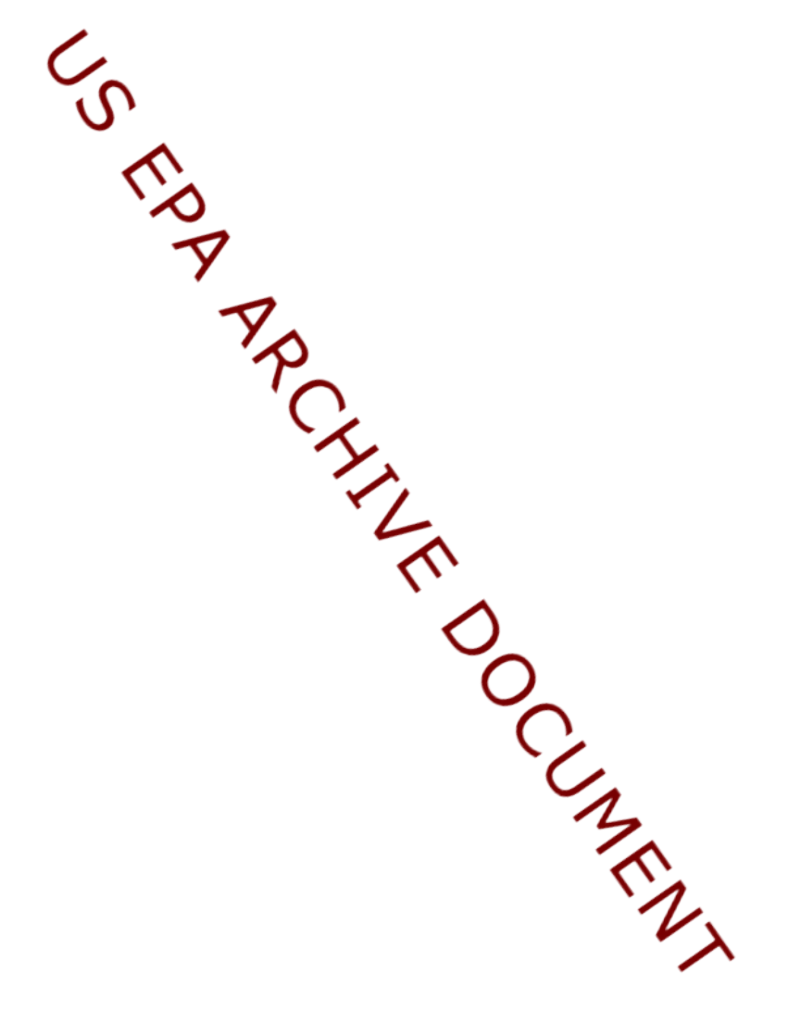US EPA ARCHIVE DOCUMENT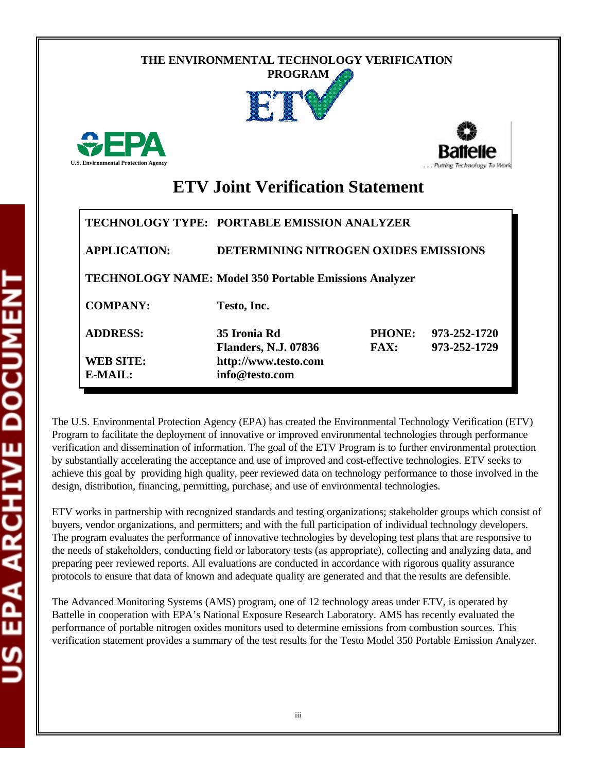THE ENVIRONMENTAL TECHNOLOGY VERIFICATION PROGRAM

ETV

U.S. Environmental Protection Agency

Battelle

. . . Putting Technology To Work

# ETV Joint Verification Statement

| | | | |
|---|---|---|---|
| **TECHNOLOGY TYPE:** | **PORTABLE EMISSION ANALYZER** | | |
| **APPLICATION:** | **DETERMINING NITROGEN OXIDES EMISSIONS** | | |
| **TECHNOLOGY NAME:** | **Model 350 Portable Emissions Analyzer** | | |
| **COMPANY:** | **Testo, Inc.** | | |
| **ADDRESS:** | **35 Ironia Rd**<br>**Flanders, N.J. 07836** | **PHONE:**<br>**FAX:** | **973-252-1720**<br>**973-252-1729** |
| **WEB SITE:** | **http://www.testo.com** | | |
| **E-MAIL:** | **info@testo.com** | | |

The U.S. Environmental Protection Agency (EPA) has created the Environmental Technology Verification (ETV) Program to facilitate the deployment of innovative or improved environmental technologies through performance verification and dissemination of information. The goal of the ETV Program is to further environmental protection by substantially accelerating the acceptance and use of improved and cost-effective technologies. ETV seeks to achieve this goal by providing high quality, peer reviewed data on technology performance to those involved in the design, distribution, financing, permitting, purchase, and use of environmental technologies.

ETV works in partnership with recognized standards and testing organizations; stakeholder groups which consist of buyers, vendor organizations, and permitters; and with the full participation of individual technology developers. The program evaluates the performance of innovative technologies by developing test plans that are responsive to the needs of stakeholders, conducting field or laboratory tests (as appropriate), collecting and analyzing data, and preparing peer reviewed reports. All evaluations are conducted in accordance with rigorous quality assurance protocols to ensure that data of known and adequate quality are generated and that the results are defensible.

The Advanced Monitoring Systems (AMS) program, one of 12 technology areas under ETV, is operated by Battelle in cooperation with EPA's National Exposure Research Laboratory. AMS has recently evaluated the performance of portable nitrogen oxides monitors used to determine emissions from combustion sources. This verification statement provides a summary of the test results for the Testo Model 350 Portable Emission Analyzer.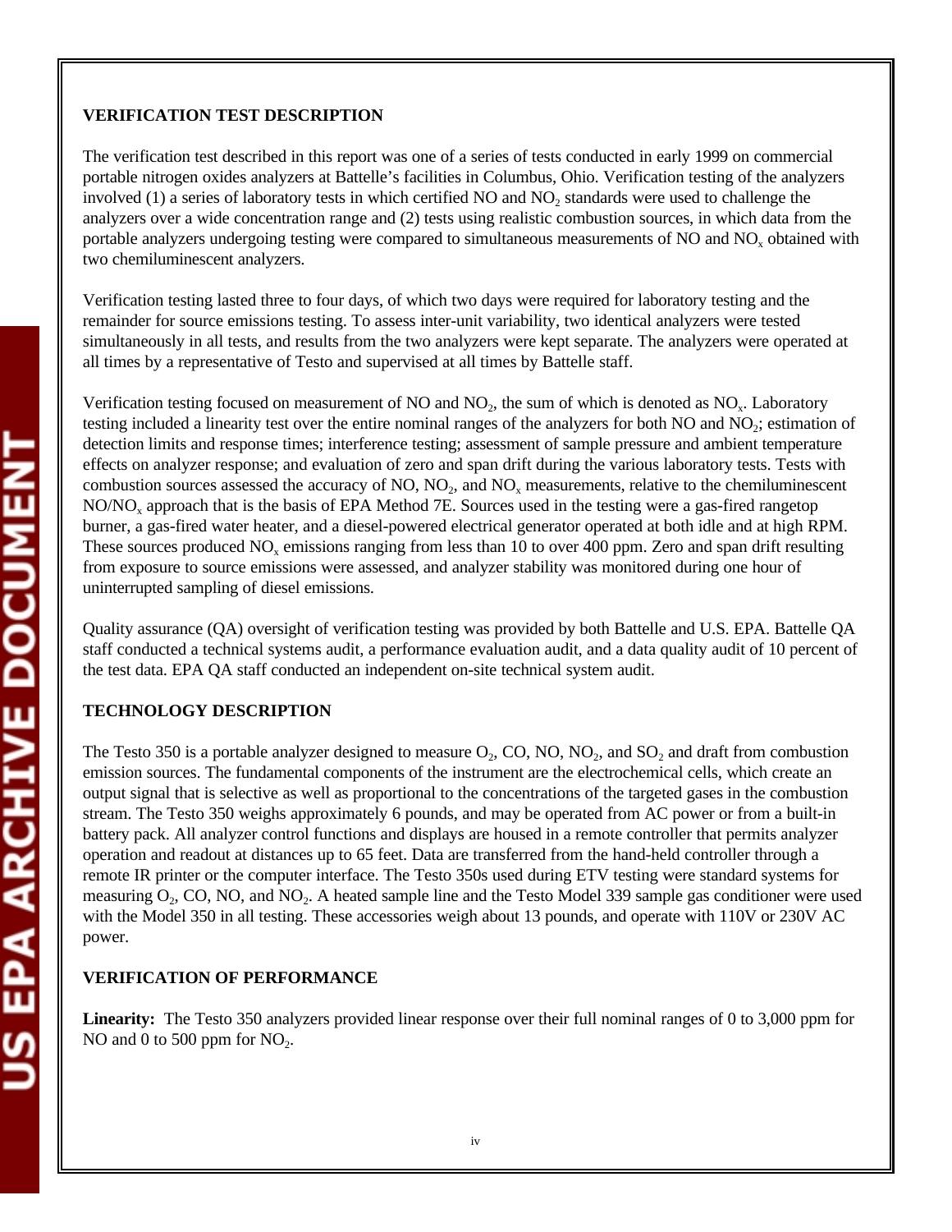**VERIFICATION TEST DESCRIPTION**

The verification test described in this report was one of a series of tests conducted in early 1999 on commercial portable nitrogen oxides analyzers at Battelle's facilities in Columbus, Ohio. Verification testing of the analyzers involved (1) a series of laboratory tests in which certified NO and $NO_2$ standards were used to challenge the analyzers over a wide concentration range and (2) tests using realistic combustion sources, in which data from the portable analyzers undergoing testing were compared to simultaneous measurements of NO and $NO_x$ obtained with two chemiluminescent analyzers.

Verification testing lasted three to four days, of which two days were required for laboratory testing and the remainder for source emissions testing. To assess inter-unit variability, two identical analyzers were tested simultaneously in all tests, and results from the two analyzers were kept separate. The analyzers were operated at all times by a representative of Testo and supervised at all times by Battelle staff.

Verification testing focused on measurement of NO and $NO_2$, the sum of which is denoted as $NO_x$. Laboratory testing included a linearity test over the entire nominal ranges of the analyzers for both NO and $NO_2$; estimation of detection limits and response times; interference testing; assessment of sample pressure and ambient temperature effects on analyzer response; and evaluation of zero and span drift during the various laboratory tests. Tests with combustion sources assessed the accuracy of NO, $NO_2$, and $NO_x$ measurements, relative to the chemiluminescent NO/$NO_x$ approach that is the basis of EPA Method 7E. Sources used in the testing were a gas-fired rangetop burner, a gas-fired water heater, and a diesel-powered electrical generator operated at both idle and at high RPM. These sources produced $NO_x$ emissions ranging from less than 10 to over 400 ppm. Zero and span drift resulting from exposure to source emissions were assessed, and analyzer stability was monitored during one hour of uninterrupted sampling of diesel emissions.

Quality assurance (QA) oversight of verification testing was provided by both Battelle and U.S. EPA. Battelle QA staff conducted a technical systems audit, a performance evaluation audit, and a data quality audit of 10 percent of the test data. EPA QA staff conducted an independent on-site technical system audit.

**TECHNOLOGY DESCRIPTION**

The Testo 350 is a portable analyzer designed to measure $O_2$, CO, NO, $NO_2$, and $SO_2$ and draft from combustion emission sources. The fundamental components of the instrument are the electrochemical cells, which create an output signal that is selective as well as proportional to the concentrations of the targeted gases in the combustion stream. The Testo 350 weighs approximately 6 pounds, and may be operated from AC power or from a built-in battery pack. All analyzer control functions and displays are housed in a remote controller that permits analyzer operation and readout at distances up to 65 feet. Data are transferred from the hand-held controller through a remote IR printer or the computer interface. The Testo 350s used during ETV testing were standard systems for measuring $O_2$, CO, NO, and $NO_2$. A heated sample line and the Testo Model 339 sample gas conditioner were used with the Model 350 in all testing. These accessories weigh about 13 pounds, and operate with 110V or 230V AC power.

**VERIFICATION OF PERFORMANCE**

**Linearity:** The Testo 350 analyzers provided linear response over their full nominal ranges of 0 to 3,000 ppm for NO and 0 to 500 ppm for $NO_2$.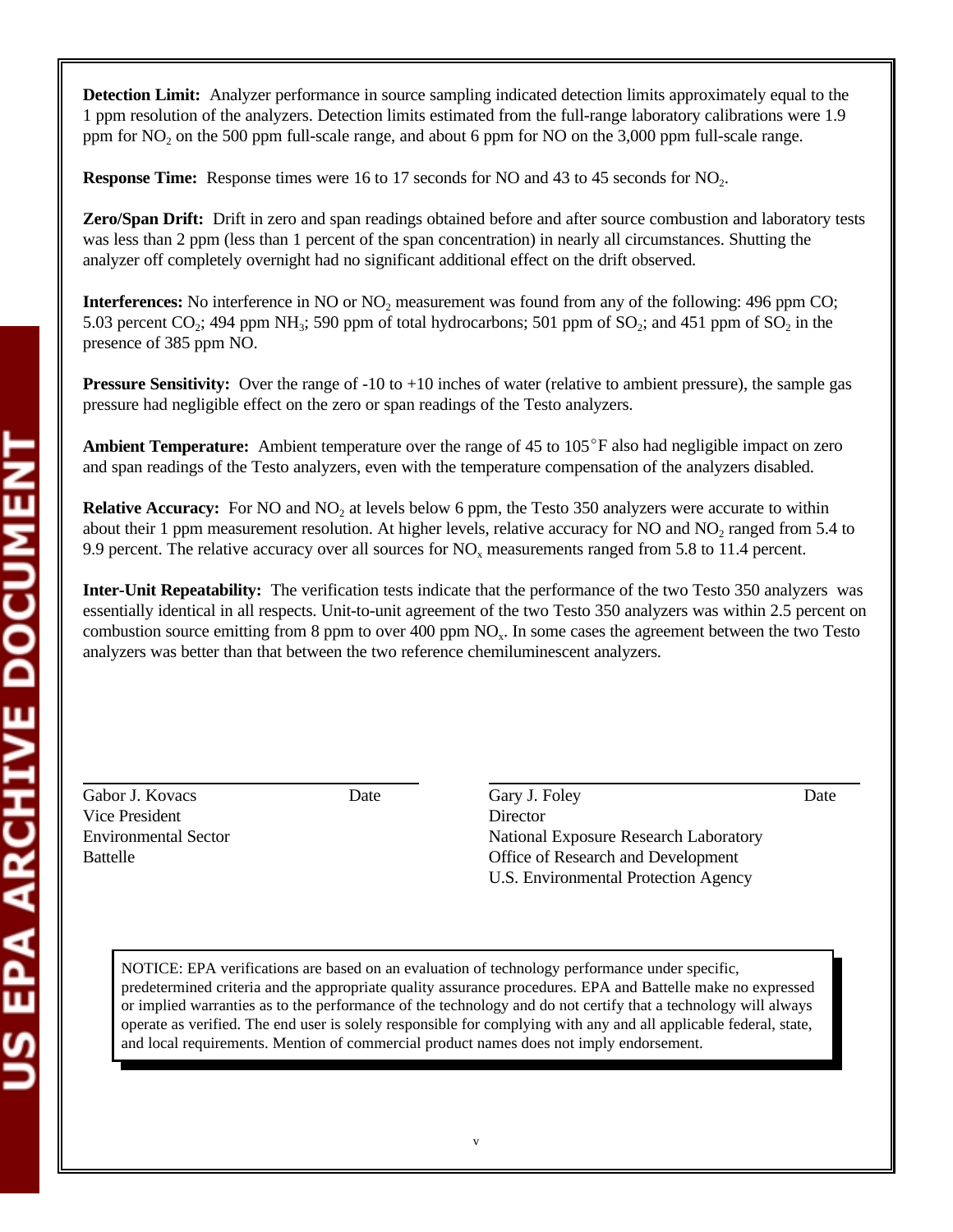**Detection Limit:** Analyzer performance in source sampling indicated detection limits approximately equal to the 1 ppm resolution of the analyzers. Detection limits estimated from the full-range laboratory calibrations were 1.9 ppm for $NO_2$ on the 500 ppm full-scale range, and about 6 ppm for NO on the 3,000 ppm full-scale range.

**Response Time:** Response times were 16 to 17 seconds for NO and 43 to 45 seconds for $NO_2$.

**Zero/Span Drift:** Drift in zero and span readings obtained before and after source combustion and laboratory tests was less than 2 ppm (less than 1 percent of the span concentration) in nearly all circumstances. Shutting the analyzer off completely overnight had no significant additional effect on the drift observed.

**Interferences:** No interference in NO or $NO_2$ measurement was found from any of the following: 496 ppm CO; 5.03 percent $CO_2$; 494 ppm $NH_3$; 590 ppm of total hydrocarbons; 501 ppm of $SO_2$; and 451 ppm of $SO_2$ in the presence of 385 ppm NO.

**Pressure Sensitivity:** Over the range of -10 to +10 inches of water (relative to ambient pressure), the sample gas pressure had negligible effect on the zero or span readings of the Testo analyzers.

**Ambient Temperature:** Ambient temperature over the range of 45 to 105°F also had negligible impact on zero and span readings of the Testo analyzers, even with the temperature compensation of the analyzers disabled.

**Relative Accuracy:** For NO and $NO_2$ at levels below 6 ppm, the Testo 350 analyzers were accurate to within about their 1 ppm measurement resolution. At higher levels, relative accuracy for NO and $NO_2$ ranged from 5.4 to 9.9 percent. The relative accuracy over all sources for $NO_x$ measurements ranged from 5.8 to 11.4 percent.

**Inter-Unit Repeatability:** The verification tests indicate that the performance of the two Testo 350 analyzers was essentially identical in all respects. Unit-to-unit agreement of the two Testo 350 analyzers was within 2.5 percent on combustion source emitting from 8 ppm to over 400 ppm $NO_x$. In some cases the agreement between the two Testo analyzers was better than that between the two reference chemiluminescent analyzers.

Gabor J. Kovacs    Date
Vice President
Environmental Sector
Battelle

Gary J. Foley    Date
Director
National Exposure Research Laboratory
Office of Research and Development
U.S. Environmental Protection Agency

NOTICE: EPA verifications are based on an evaluation of technology performance under specific, predetermined criteria and the appropriate quality assurance procedures. EPA and Battelle make no expressed or implied warranties as to the performance of the technology and do not certify that a technology will always operate as verified. The end user is solely responsible for complying with any and all applicable federal, state, and local requirements. Mention of commercial product names does not imply endorsement.